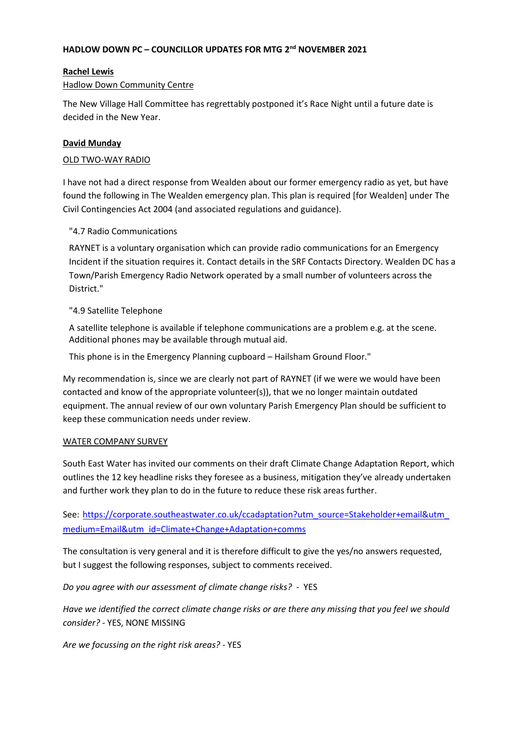# HADLOW DOWN PC – COUNCILLOR UPDATES FOR MTG 2nd NOVEMBER 2021

## Rachel Lewis

Hadlow Down Community Centre

The New Village Hall Committee has regrettably postponed it's Race Night until a future date is decided in the New Year.

## David Munday

OLD TWO-WAY RADIO

I have not had a direct response from Wealden about our former emergency radio as yet, but have found the following in The Wealden emergency plan. This plan is required [for Wealden] under The Civil Contingencies Act 2004 (and associated regulations and guidance).

> "4.7 Radio Communications
>
> RAYNET is a voluntary organisation which can provide radio communications for an Emergency Incident if the situation requires it. Contact details in the SRF Contacts Directory. Wealden DC has a Town/Parish Emergency Radio Network operated by a small number of volunteers across the District."
>
> "4.9 Satellite Telephone
>
> A satellite telephone is available if telephone communications are a problem e.g. at the scene. Additional phones may be available through mutual aid.
>
> This phone is in the Emergency Planning cupboard – Hailsham Ground Floor."

My recommendation is, since we are clearly not part of RAYNET (if we were we would have been contacted and know of the appropriate volunteer(s)), that we no longer maintain outdated equipment. The annual review of our own voluntary Parish Emergency Plan should be sufficient to keep these communication needs under review.

WATER COMPANY SURVEY

South East Water has invited our comments on their draft Climate Change Adaptation Report, which outlines the 12 key headline risks they foresee as a business, mitigation they've already undertaken and further work they plan to do in the future to reduce these risk areas further.

See: https://corporate.southeastwater.co.uk/ccadaptation?utm_source=Stakeholder+email&utm_medium=Email&utm_id=Climate+Change+Adaptation+comms

The consultation is very general and it is therefore difficult to give the yes/no answers requested, but I suggest the following responses, subject to comments received.

*Do you agree with our assessment of climate change risks?* - YES

*Have we identified the correct climate change risks or are there any missing that you feel we should consider?* - YES, NONE MISSING

*Are we focussing on the right risk areas?* - YES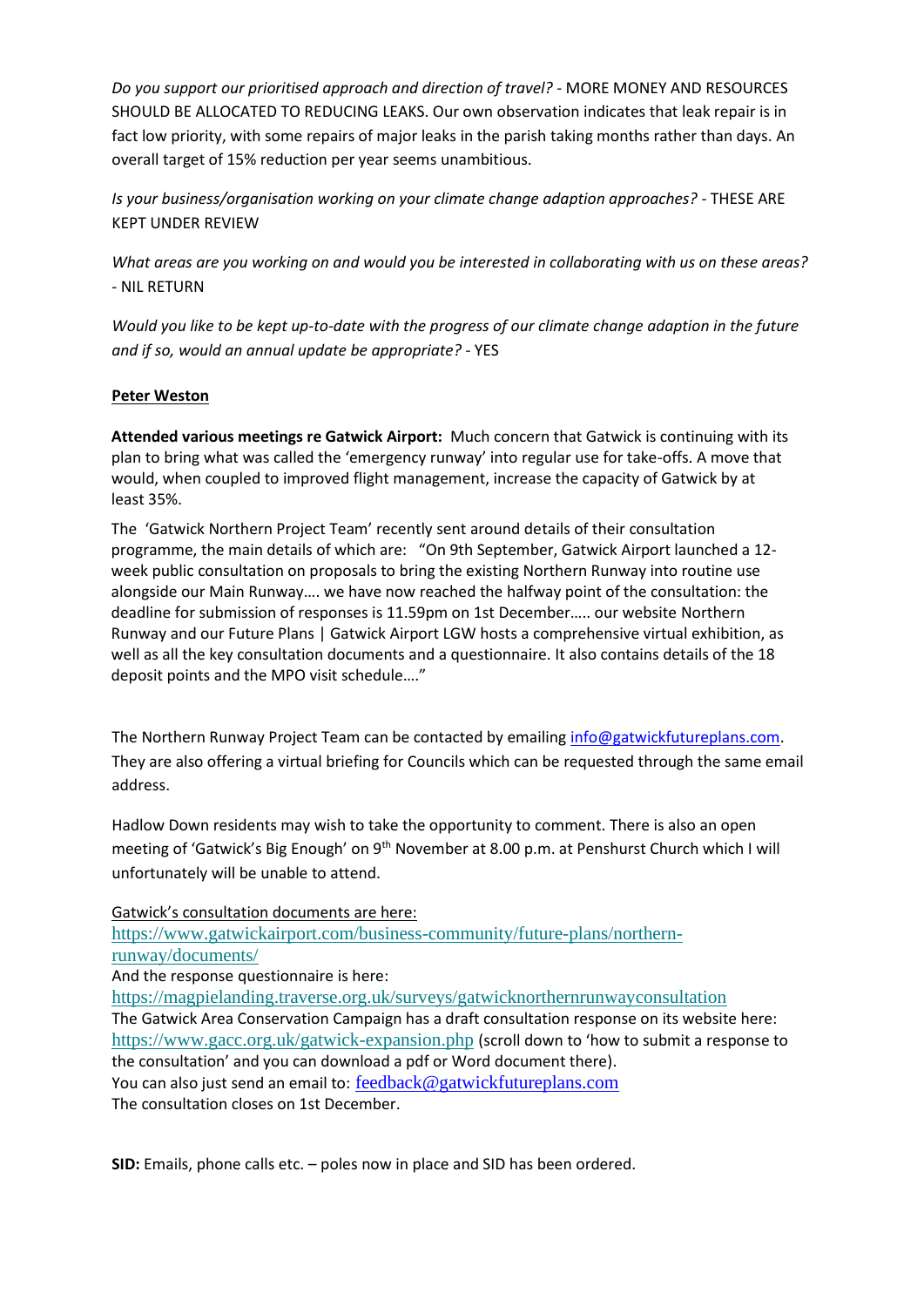*Do you support our prioritised approach and direction of travel?* - MORE MONEY AND RESOURCES SHOULD BE ALLOCATED TO REDUCING LEAKS. Our own observation indicates that leak repair is in fact low priority, with some repairs of major leaks in the parish taking months rather than days. An overall target of 15% reduction per year seems unambitious.

*Is your business/organisation working on your climate change adaption approaches?* - THESE ARE KEPT UNDER REVIEW

*What areas are you working on and would you be interested in collaborating with us on these areas?* - NIL RETURN

*Would you like to be kept up-to-date with the progress of our climate change adaption in the future and if so, would an annual update be appropriate?* - YES

**Peter Weston**

**Attended various meetings re Gatwick Airport:** Much concern that Gatwick is continuing with its plan to bring what was called the 'emergency runway' into regular use for take-offs. A move that would, when coupled to improved flight management, increase the capacity of Gatwick by at least 35%.

The 'Gatwick Northern Project Team' recently sent around details of their consultation programme, the main details of which are: "On 9th September, Gatwick Airport launched a 12-week public consultation on proposals to bring the existing Northern Runway into routine use alongside our Main Runway…. we have now reached the halfway point of the consultation: the deadline for submission of responses is 11.59pm on 1st December….. our website Northern Runway and our Future Plans | Gatwick Airport LGW hosts a comprehensive virtual exhibition, as well as all the key consultation documents and a questionnaire. It also contains details of the 18 deposit points and the MPO visit schedule…."

The Northern Runway Project Team can be contacted by emailing info@gatwickfutureplans.com. They are also offering a virtual briefing for Councils which can be requested through the same email address.

Hadlow Down residents may wish to take the opportunity to comment. There is also an open meeting of 'Gatwick's Big Enough' on 9th November at 8.00 p.m. at Penshurst Church which I will unfortunately will be unable to attend.

Gatwick's consultation documents are here:
https://www.gatwickairport.com/business-community/future-plans/northern-runway/documents/
And the response questionnaire is here:
https://magpielanding.traverse.org.uk/surveys/gatwicknorthernrunwayconsultation
The Gatwick Area Conservation Campaign has a draft consultation response on its website here: https://www.gacc.org.uk/gatwick-expansion.php (scroll down to 'how to submit a response to the consultation' and you can download a pdf or Word document there).
You can also just send an email to: feedback@gatwickfutureplans.com
The consultation closes on 1st December.

**SID:** Emails, phone calls etc. – poles now in place and SID has been ordered.